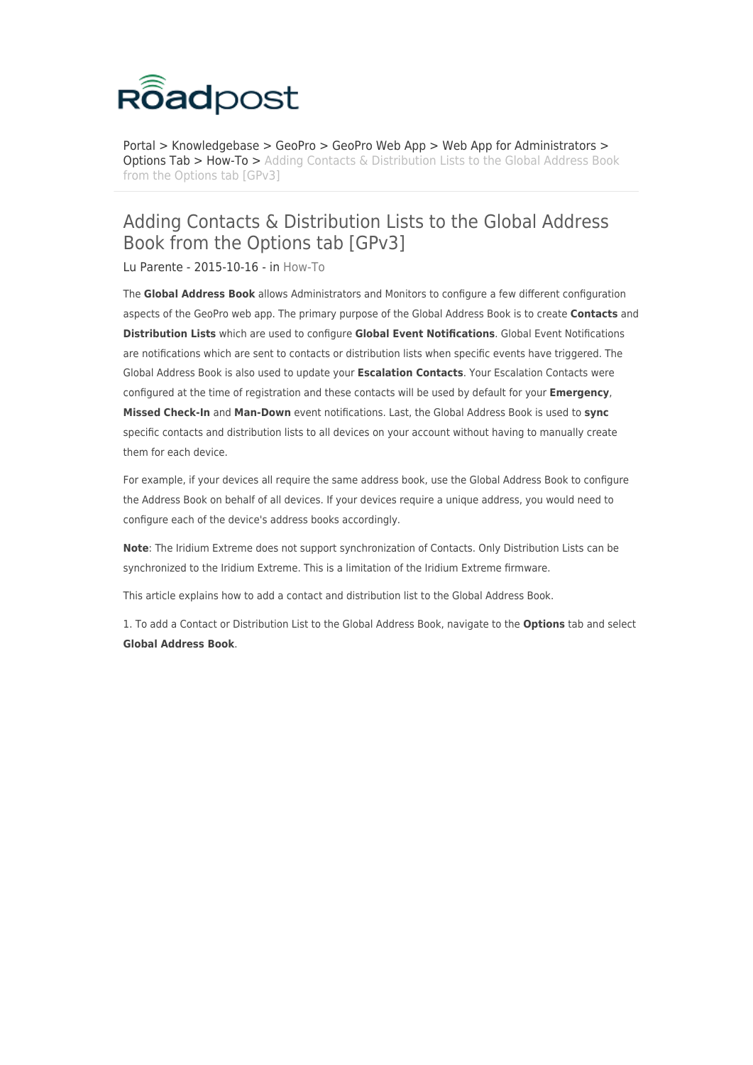Roadpost

Portal > Knowledgebase > GeoPro > GeoPro Web App > Web App for Administrators > Options Tab > How-To > Adding Contacts & Distribution Lists to the Global Address Book from the Options tab [GPv3]

# Adding Contacts & Distribution Lists to the Global Address Book from the Options tab [GPv3]

Lu Parente - 2015-10-16 - in How-To

The **Global Address Book** allows Administrators and Monitors to configure a few different configuration aspects of the GeoPro web app. The primary purpose of the Global Address Book is to create **Contacts** and **Distribution Lists** which are used to configure **Global Event Notifications**. Global Event Notifications are notifications which are sent to contacts or distribution lists when specific events have triggered. The Global Address Book is also used to update your **Escalation Contacts**. Your Escalation Contacts were configured at the time of registration and these contacts will be used by default for your **Emergency**, **Missed Check-In** and **Man-Down** event notifications. Last, the Global Address Book is used to **sync** specific contacts and distribution lists to all devices on your account without having to manually create them for each device.

For example, if your devices all require the same address book, use the Global Address Book to configure the Address Book on behalf of all devices. If your devices require a unique address, you would need to configure each of the device's address books accordingly.

**Note**: The Iridium Extreme does not support synchronization of Contacts. Only Distribution Lists can be synchronized to the Iridium Extreme. This is a limitation of the Iridium Extreme firmware.

This article explains how to add a contact and distribution list to the Global Address Book.

1. To add a Contact or Distribution List to the Global Address Book, navigate to the **Options** tab and select **Global Address Book**.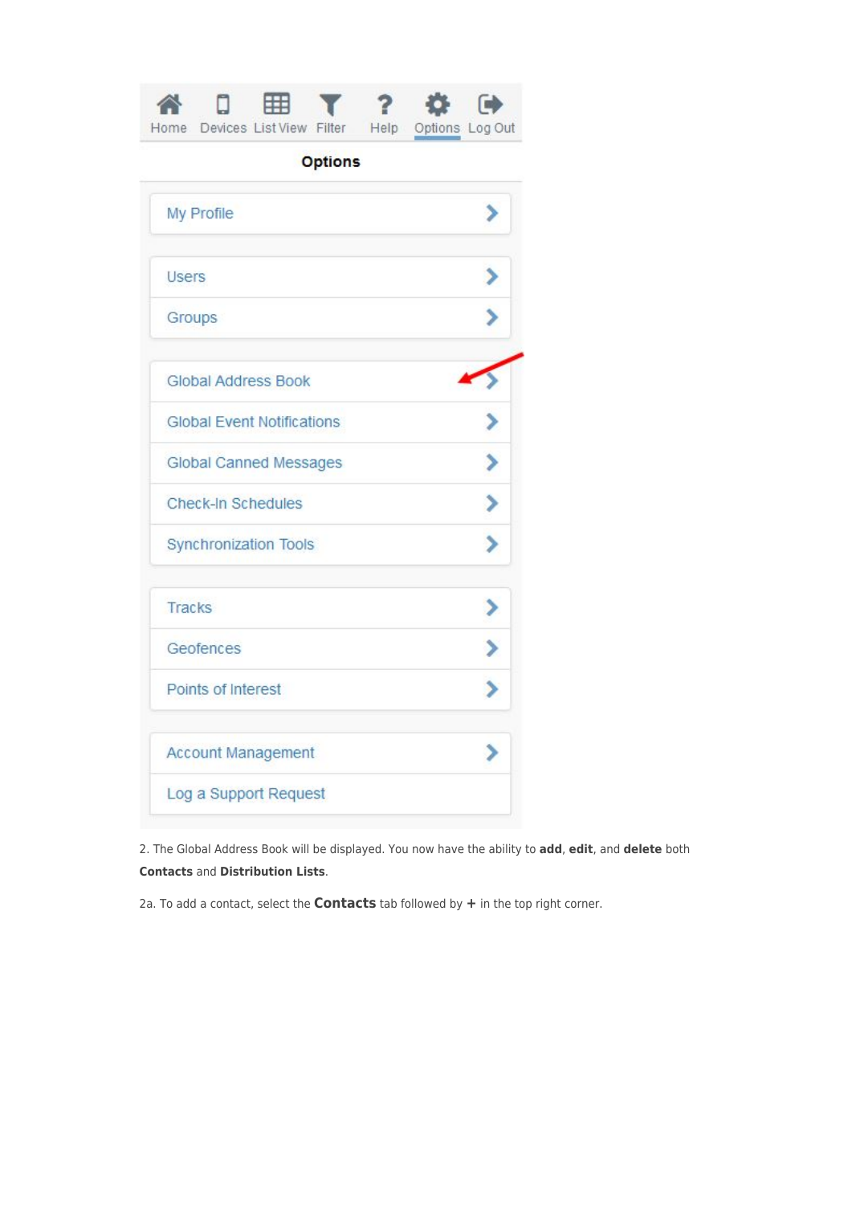Home Devices List View Filter Help Options Log Out

**Options**

- My Profile
- Users
- Groups
- Global Address Book
- Global Event Notifications
- Global Canned Messages
- Check-In Schedules
- Synchronization Tools
- Tracks
- Geofences
- Points of Interest
- Account Management
- Log a Support Request

2. The Global Address Book will be displayed. You now have the ability to **add**, **edit**, and **delete** both **Contacts** and **Distribution Lists**.

2a. To add a contact, select the **Contacts** tab followed by **+** in the top right corner.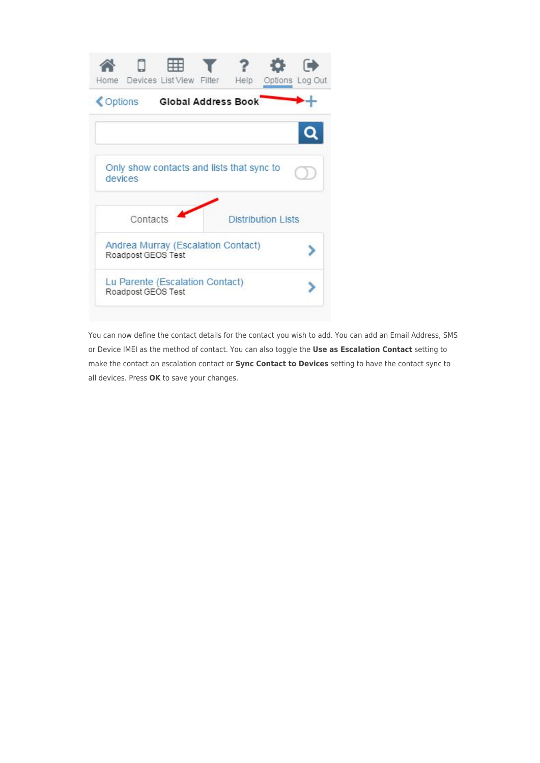You can now define the contact details for the contact you wish to add. You can add an Email Address, SMS or Device IMEI as the method of contact. You can also toggle the **Use as Escalation Contact** setting to make the contact an escalation contact or **Sync Contact to Devices** setting to have the contact sync to all devices. Press **OK** to save your changes.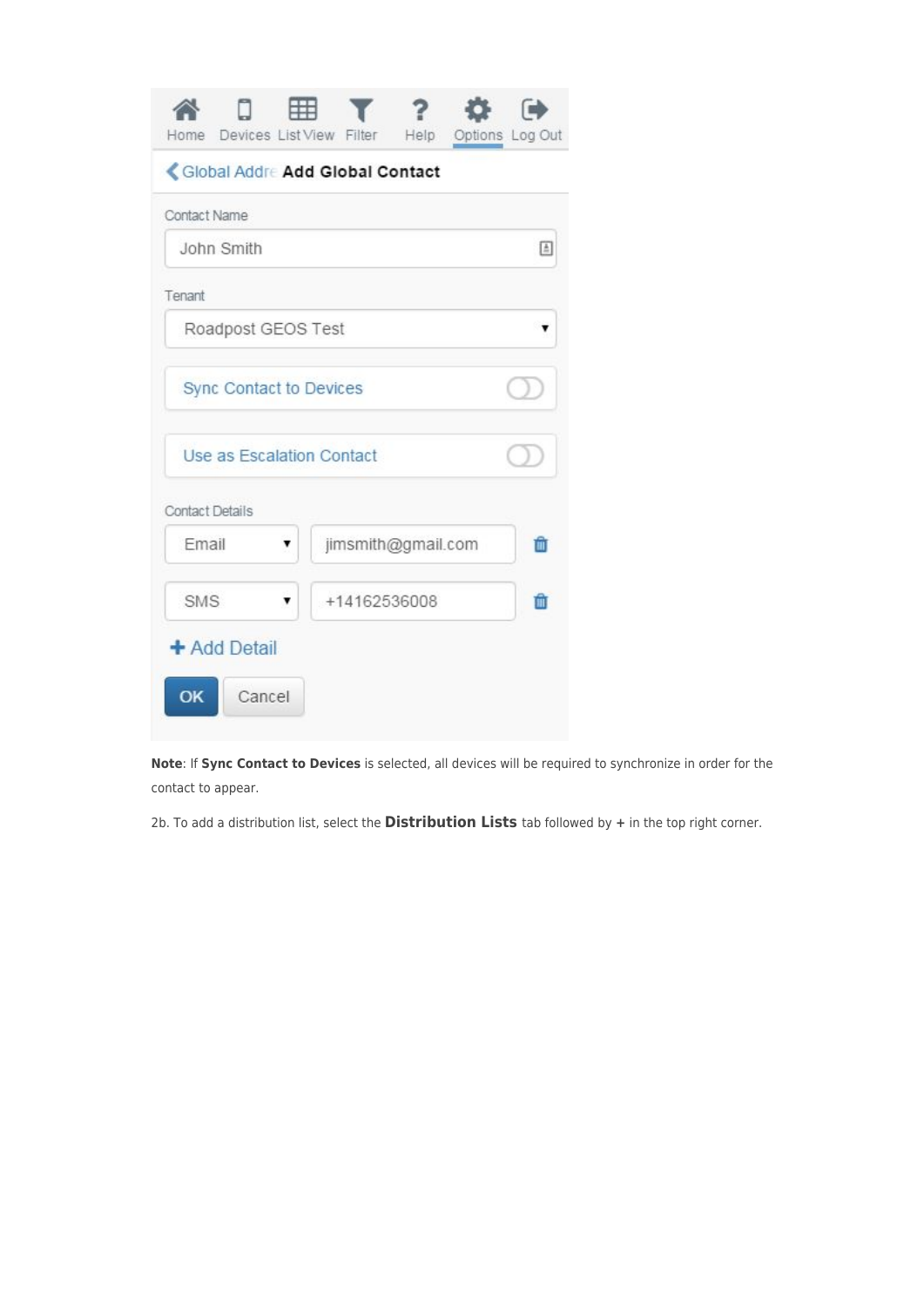Home Devices List View Filter Help Options Log Out

Global Addre **Add Global Contact**

Contact Name

John Smith

Tenant

Roadpost GEOS Test

Sync Contact to Devices

Use as Escalation Contact

Contact Details

| Email | jimsmith@gmail.com |
| --- | --- |
| SMS | +14162536008 |

+ Add Detail

OK Cancel

**Note**: If **Sync Contact to Devices** is selected, all devices will be required to synchronize in order for the contact to appear.

2b. To add a distribution list, select the **Distribution Lists** tab followed by **+** in the top right corner.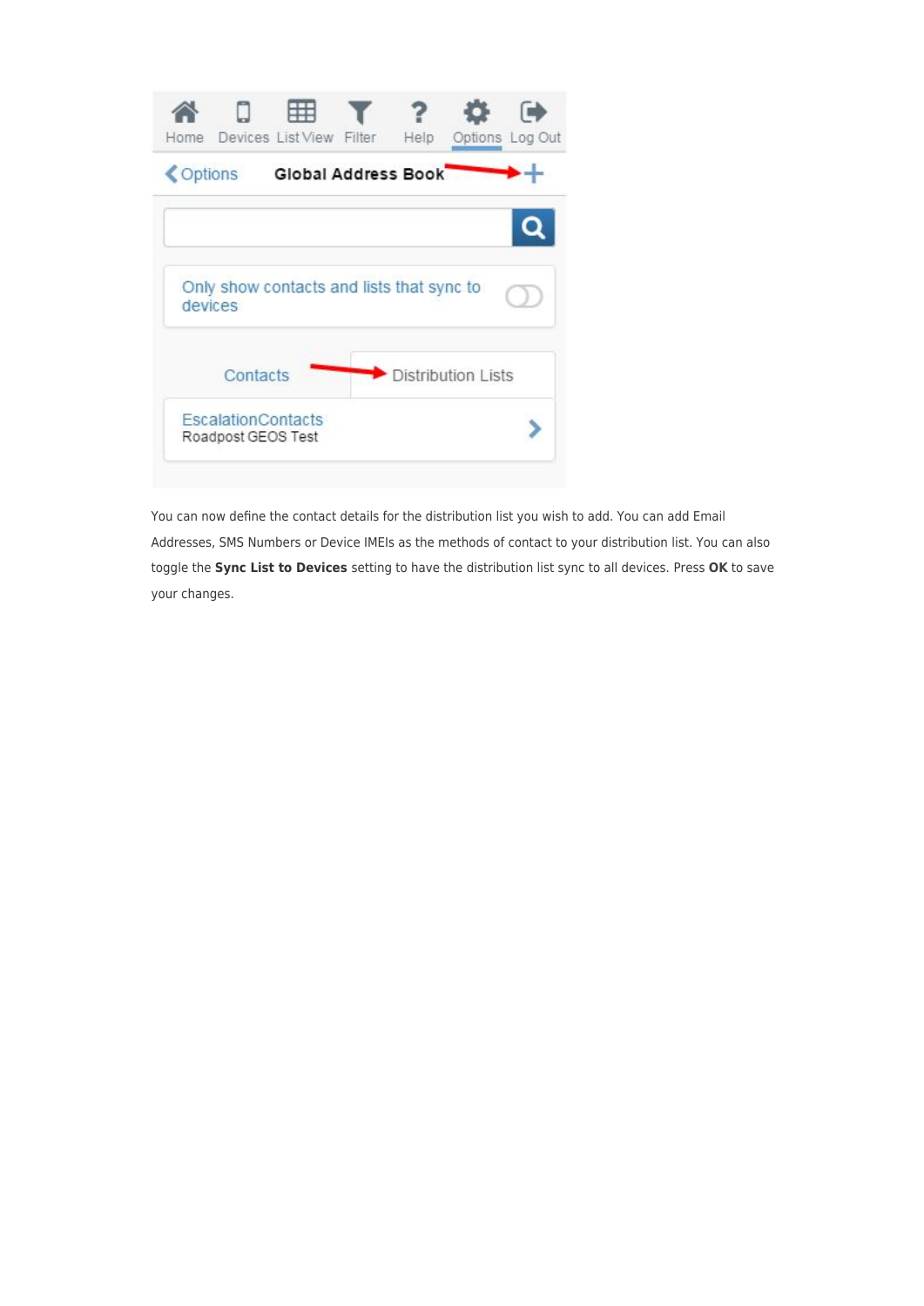You can now define the contact details for the distribution list you wish to add. You can add Email Addresses, SMS Numbers or Device IMEIs as the methods of contact to your distribution list. You can also toggle the **Sync List to Devices** setting to have the distribution list sync to all devices. Press **OK** to save your changes.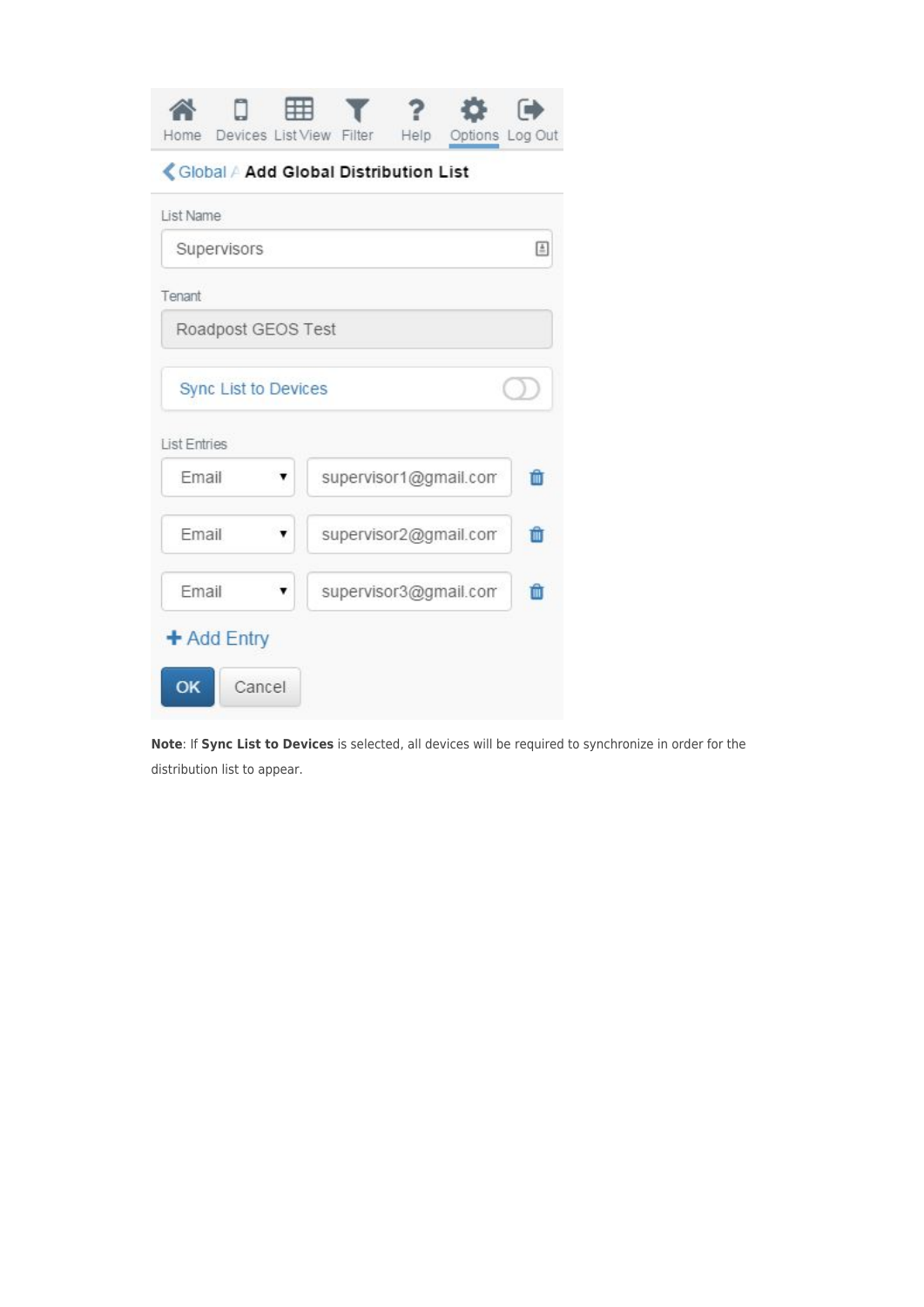**Note**: If **Sync List to Devices** is selected, all devices will be required to synchronize in order for the distribution list to appear.